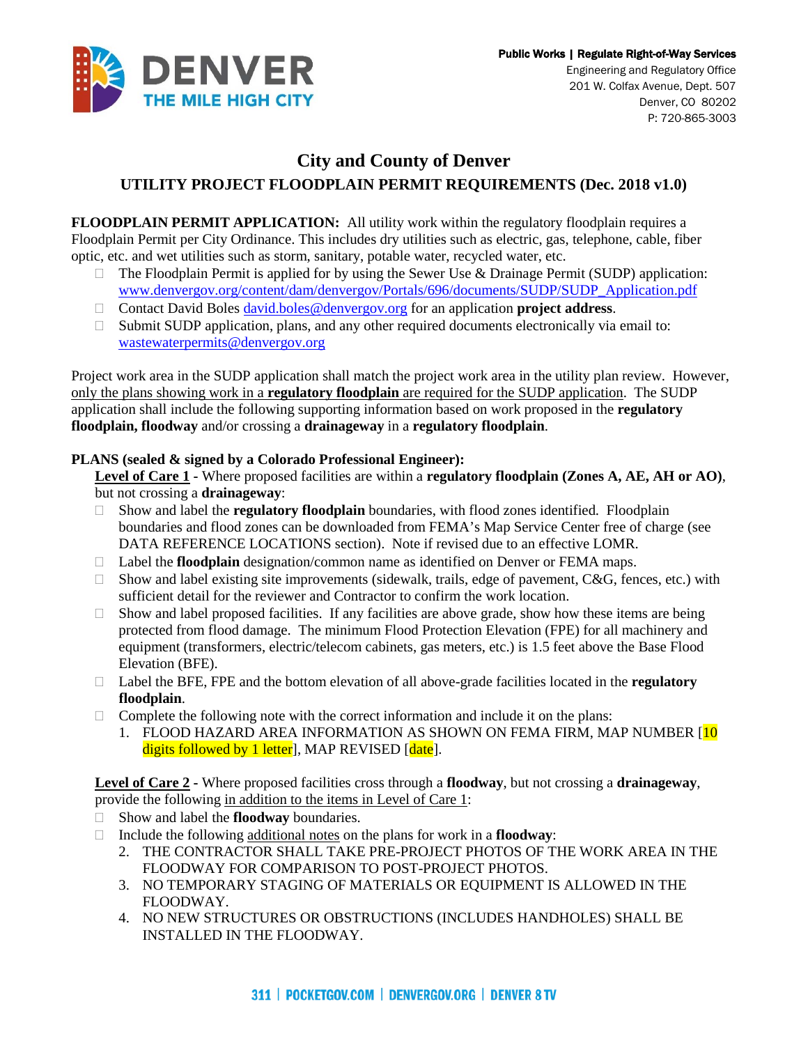Public Works | Regulate Right-of-Way Services
Engineering and Regulatory Office
201 W. Colfax Avenue, Dept. 507
Denver, CO 80202
P: 720-865-3003

# City and County of Denver

## UTILITY PROJECT FLOODPLAIN PERMIT REQUIREMENTS (Dec. 2018 v1.0)

**FLOODPLAIN PERMIT APPLICATION:** All utility work within the regulatory floodplain requires a Floodplain Permit per City Ordinance. This includes dry utilities such as electric, gas, telephone, cable, fiber optic, etc. and wet utilities such as storm, sanitary, potable water, recycled water, etc.

- The Floodplain Permit is applied for by using the Sewer Use & Drainage Permit (SUDP) application: www.denvergov.org/content/dam/denvergov/Portals/696/documents/SUDP/SUDP_Application.pdf
- Contact David Boles david.boles@denvergov.org for an application **project address**.
- Submit SUDP application, plans, and any other required documents electronically via email to: wastewaterpermits@denvergov.org

Project work area in the SUDP application shall match the project work area in the utility plan review. However, only the plans showing work in a **regulatory floodplain** are required for the SUDP application. The SUDP application shall include the following supporting information based on work proposed in the **regulatory floodplain, floodway** and/or crossing a **drainageway** in a **regulatory floodplain**.

**PLANS (sealed & signed by a Colorado Professional Engineer):**

**Level of Care 1** - Where proposed facilities are within a **regulatory floodplain (Zones A, AE, AH or AO)**, but not crossing a **drainageway**:

- Show and label the **regulatory floodplain** boundaries, with flood zones identified. Floodplain boundaries and flood zones can be downloaded from FEMA's Map Service Center free of charge (see DATA REFERENCE LOCATIONS section). Note if revised due to an effective LOMR.
- Label the **floodplain** designation/common name as identified on Denver or FEMA maps.
- Show and label existing site improvements (sidewalk, trails, edge of pavement, C&G, fences, etc.) with sufficient detail for the reviewer and Contractor to confirm the work location.
- Show and label proposed facilities. If any facilities are above grade, show how these items are being protected from flood damage. The minimum Flood Protection Elevation (FPE) for all machinery and equipment (transformers, electric/telecom cabinets, gas meters, etc.) is 1.5 feet above the Base Flood Elevation (BFE).
- Label the BFE, FPE and the bottom elevation of all above-grade facilities located in the **regulatory floodplain**.
- Complete the following note with the correct information and include it on the plans:
  1. FLOOD HAZARD AREA INFORMATION AS SHOWN ON FEMA FIRM, MAP NUMBER [10 digits followed by 1 letter], MAP REVISED [date].

**Level of Care 2** - Where proposed facilities cross through a **floodway**, but not crossing a **drainageway**, provide the following in addition to the items in Level of Care 1:

- Show and label the **floodway** boundaries.
- Include the following additional notes on the plans for work in a **floodway**:
  2. THE CONTRACTOR SHALL TAKE PRE-PROJECT PHOTOS OF THE WORK AREA IN THE FLOODWAY FOR COMPARISON TO POST-PROJECT PHOTOS.
  3. NO TEMPORARY STAGING OF MATERIALS OR EQUIPMENT IS ALLOWED IN THE FLOODWAY.
  4. NO NEW STRUCTURES OR OBSTRUCTIONS (INCLUDES HANDHOLES) SHALL BE INSTALLED IN THE FLOODWAY.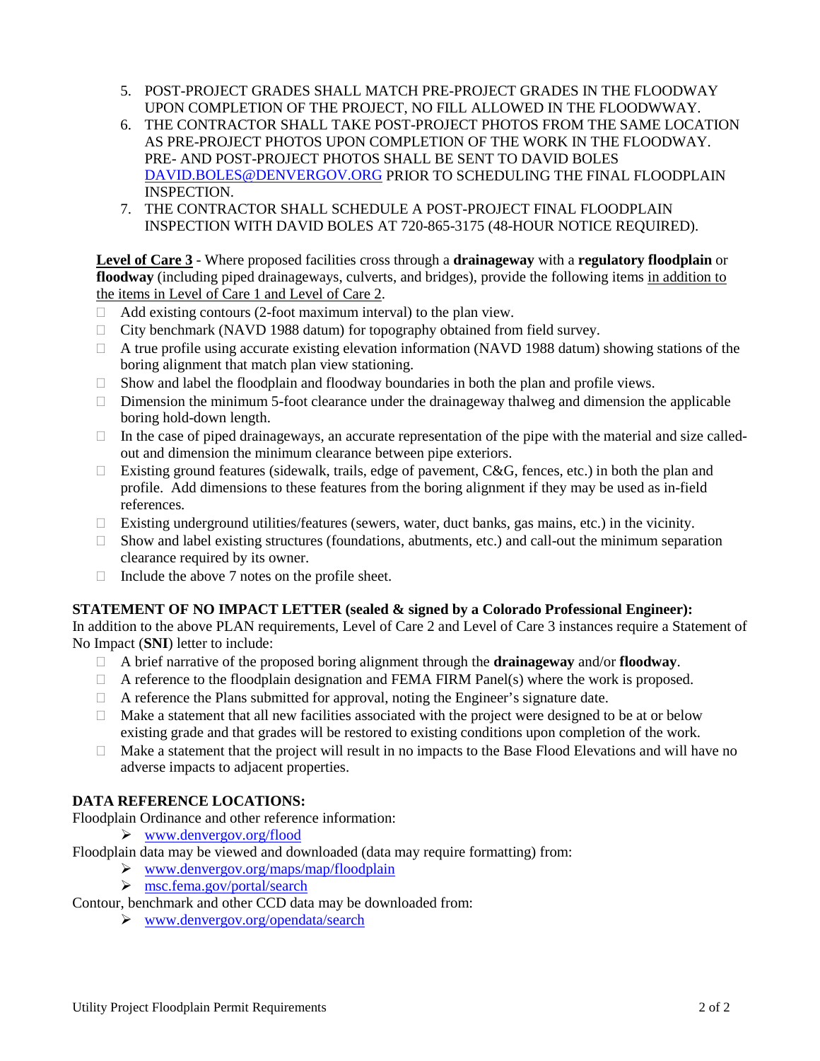5. POST-PROJECT GRADES SHALL MATCH PRE-PROJECT GRADES IN THE FLOODWAY UPON COMPLETION OF THE PROJECT, NO FILL ALLOWED IN THE FLOODWWAY.
6. THE CONTRACTOR SHALL TAKE POST-PROJECT PHOTOS FROM THE SAME LOCATION AS PRE-PROJECT PHOTOS UPON COMPLETION OF THE WORK IN THE FLOODWAY. PRE- AND POST-PROJECT PHOTOS SHALL BE SENT TO DAVID BOLES DAVID.BOLES@DENVERGOV.ORG PRIOR TO SCHEDULING THE FINAL FLOODPLAIN INSPECTION.
7. THE CONTRACTOR SHALL SCHEDULE A POST-PROJECT FINAL FLOODPLAIN INSPECTION WITH DAVID BOLES AT 720-865-3175 (48-HOUR NOTICE REQUIRED).

**Level of Care 3** - Where proposed facilities cross through a **drainageway** with a **regulatory floodplain** or **floodway** (including piped drainageways, culverts, and bridges), provide the following items in addition to the items in Level of Care 1 and Level of Care 2.

- Add existing contours (2-foot maximum interval) to the plan view.
- City benchmark (NAVD 1988 datum) for topography obtained from field survey.
- A true profile using accurate existing elevation information (NAVD 1988 datum) showing stations of the boring alignment that match plan view stationing.
- Show and label the floodplain and floodway boundaries in both the plan and profile views.
- Dimension the minimum 5-foot clearance under the drainageway thalweg and dimension the applicable boring hold-down length.
- In the case of piped drainageways, an accurate representation of the pipe with the material and size called-out and dimension the minimum clearance between pipe exteriors.
- Existing ground features (sidewalk, trails, edge of pavement, C&G, fences, etc.) in both the plan and profile. Add dimensions to these features from the boring alignment if they may be used as in-field references.
- Existing underground utilities/features (sewers, water, duct banks, gas mains, etc.) in the vicinity.
- Show and label existing structures (foundations, abutments, etc.) and call-out the minimum separation clearance required by its owner.
- Include the above 7 notes on the profile sheet.

**STATEMENT OF NO IMPACT LETTER (sealed & signed by a Colorado Professional Engineer):**

In addition to the above PLAN requirements, Level of Care 2 and Level of Care 3 instances require a Statement of No Impact (**SNI**) letter to include:

- A brief narrative of the proposed boring alignment through the **drainageway** and/or **floodway**.
- A reference to the floodplain designation and FEMA FIRM Panel(s) where the work is proposed.
- A reference the Plans submitted for approval, noting the Engineer's signature date.
- Make a statement that all new facilities associated with the project were designed to be at or below existing grade and that grades will be restored to existing conditions upon completion of the work.
- Make a statement that the project will result in no impacts to the Base Flood Elevations and will have no adverse impacts to adjacent properties.

**DATA REFERENCE LOCATIONS:**

Floodplain Ordinance and other reference information:

- www.denvergov.org/flood

Floodplain data may be viewed and downloaded (data may require formatting) from:

- www.denvergov.org/maps/map/floodplain
- msc.fema.gov/portal/search

Contour, benchmark and other CCD data may be downloaded from:

- www.denvergov.org/opendata/search